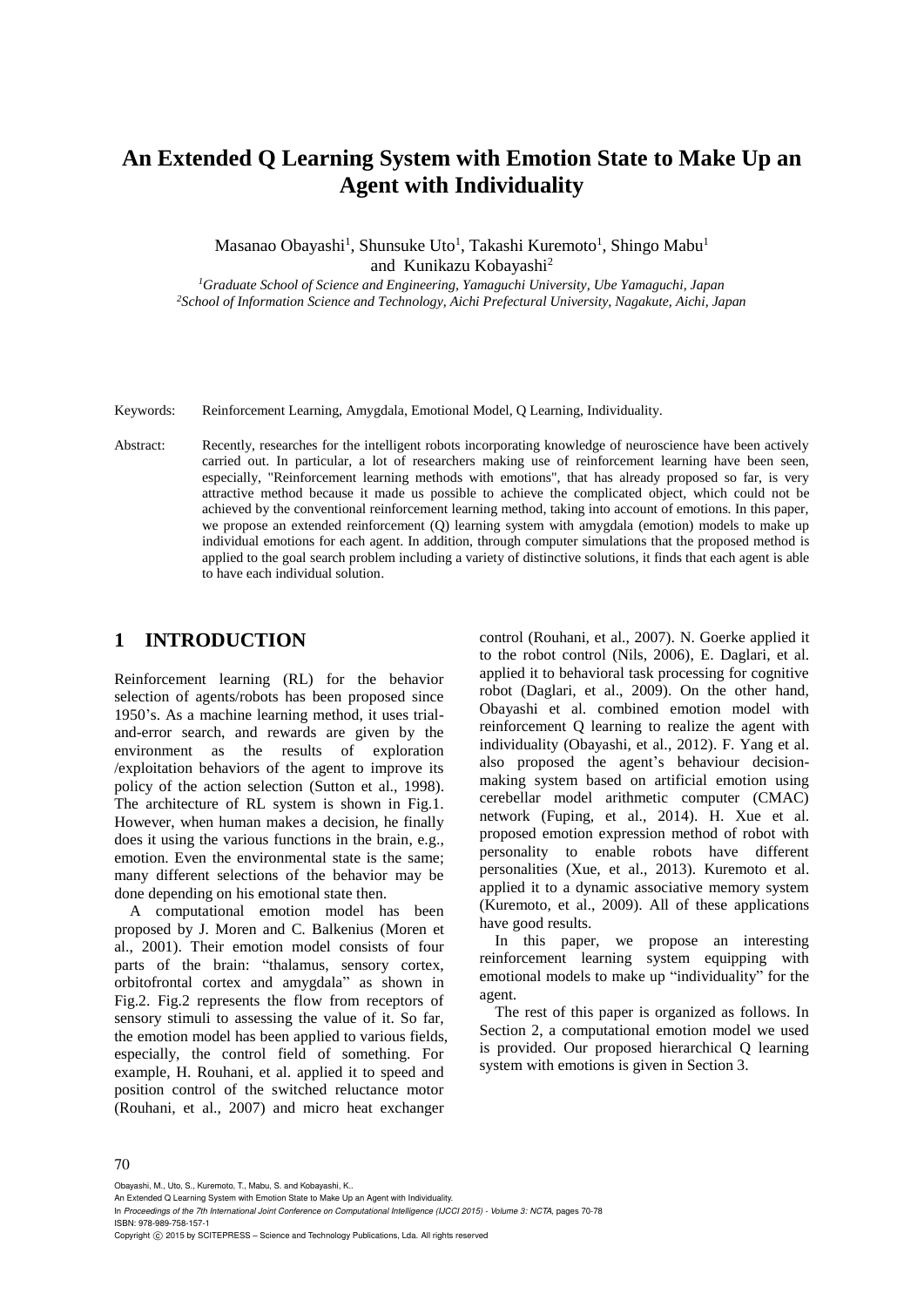# An Extended Q Learning System with Emotion State to Make Up an Agent with Individuality

Masanao Obayashi[1], Shunsuke Uto[1], Takashi Kuremoto[1], Shingo Mabu[1] and Kunikazu Kobayashi[2]

[1]*Graduate School of Science and Engineering, Yamaguchi University, Ube Yamaguchi, Japan*
[2]*School of Information Science and Technology, Aichi Prefectural University, Nagakute, Aichi, Japan*

Keywords: Reinforcement Learning, Amygdala, Emotional Model, Q Learning, Individuality.

Abstract: Recently, researches for the intelligent robots incorporating knowledge of neuroscience have been actively carried out. In particular, a lot of researchers making use of reinforcement learning have been seen, especially, "Reinforcement learning methods with emotions", that has already proposed so far, is very attractive method because it made us possible to achieve the complicated object, which could not be achieved by the conventional reinforcement learning method, taking into account of emotions. In this paper, we propose an extended reinforcement (Q) learning system with amygdala (emotion) models to make up individual emotions for each agent. In addition, through computer simulations that the proposed method is applied to the goal search problem including a variety of distinctive solutions, it finds that each agent is able to have each individual solution.

## 1 INTRODUCTION

Reinforcement learning (RL) for the behavior selection of agents/robots has been proposed since 1950's. As a machine learning method, it uses trial-and-error search, and rewards are given by the environment as the results of exploration /exploitation behaviors of the agent to improve its policy of the action selection (Sutton et al., 1998). The architecture of RL system is shown in Fig.1. However, when human makes a decision, he finally does it using the various functions in the brain, e.g., emotion. Even the environmental state is the same; many different selections of the behavior may be done depending on his emotional state then.

A computational emotion model has been proposed by J. Moren and C. Balkenius (Moren et al., 2001). Their emotion model consists of four parts of the brain: "thalamus, sensory cortex, orbitofrontal cortex and amygdala" as shown in Fig.2. Fig.2 represents the flow from receptors of sensory stimuli to assessing the value of it. So far, the emotion model has been applied to various fields, especially, the control field of something. For example, H. Rouhani, et al. applied it to speed and position control of the switched reluctance motor (Rouhani, et al., 2007) and micro heat exchanger control (Rouhani, et al., 2007). N. Goerke applied it to the robot control (Nils, 2006), E. Daglari, et al. applied it to behavioral task processing for cognitive robot (Daglari, et al., 2009). On the other hand, Obayashi et al. combined emotion model with reinforcement Q learning to realize the agent with individuality (Obayashi, et al., 2012). F. Yang et al. also proposed the agent's behaviour decision-making system based on artificial emotion using cerebellar model arithmetic computer (CMAC) network (Fuping, et al., 2014). H. Xue et al. proposed emotion expression method of robot with personality to enable robots have different personalities (Xue, et al., 2013). Kuremoto et al. applied it to a dynamic associative memory system (Kuremoto, et al., 2009). All of these applications have good results.

In this paper, we propose an interesting reinforcement learning system equipping with emotional models to make up "individuality" for the agent.

The rest of this paper is organized as follows. In Section 2, a computational emotion model we used is provided. Our proposed hierarchical Q learning system with emotions is given in Section 3.

Obayashi, M., Uto, S., Kuremoto, T., Mabu, S. and Kobayashi, K..
An Extended Q Learning System with Emotion State to Make Up an Agent with Individuality.
In *Proceedings of the 7th International Joint Conference on Computational Intelligence (IJCCI 2015) - Volume 3: NCTA*, pages 70-78
ISBN: 978-989-758-157-1
Copyright © 2015 by SCITEPRESS – Science and Technology Publications, Lda. All rights reserved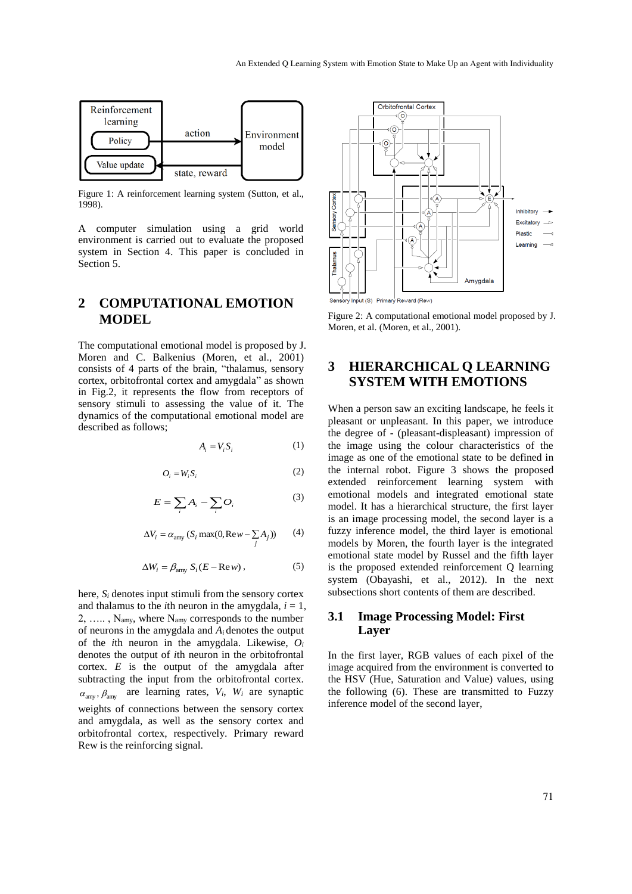Figure 1: A reinforcement learning system (Sutton, et al., 1998).

A computer simulation using a grid world environment is carried out to evaluate the proposed system in Section 4. This paper is concluded in Section 5.

## 2 COMPUTATIONAL EMOTION MODEL

The computational emotional model is proposed by J. Moren and C. Balkenius (Moren, et al., 2001) consists of 4 parts of the brain, "thalamus, sensory cortex, orbitofrontal cortex and amygdala" as shown in Fig.2, it represents the flow from receptors of sensory stimuli to assessing the value of it. The dynamics of the computational emotional model are described as follows;

$$A_i = V_i S_i \tag{1}$$

$$O_i = W_i S_i \tag{2}$$

$$E = \sum_i A_i - \sum_i O_i \tag{3}$$

$$\Delta V_i = \alpha_{\text{amy}} (S_i \max(0, \mathrm{Re}w - \sum_j A_j)) \tag{4}$$

$$\Delta W_i = \beta_{\text{amy}} S_i (E - \mathrm{Re}w), \tag{5}$$

here, $S_i$ denotes input stimuli from the sensory cortex and thalamus to the $i$th neuron in the amygdala, $i = 1, 2, \ldots, N_{amy}$, where $N_{amy}$ corresponds to the number of neurons in the amygdala and $A_i$ denotes the output of the $i$th neuron in the amygdala. Likewise, $O_i$ denotes the output of $i$th neuron in the orbitofrontal cortex. $E$ is the output of the amygdala after subtracting the input from the orbitofrontal cortex. $\alpha_{\text{amy}}, \beta_{\text{amy}}$ are learning rates, $V_i$, $W_i$ are synaptic weights of connections between the sensory cortex and amygdala, as well as the sensory cortex and orbitofrontal cortex, respectively. Primary reward Rew is the reinforcing signal.

Figure 2: A computational emotional model proposed by J. Moren, et al. (Moren, et al., 2001).

## 3 HIERARCHICAL Q LEARNING SYSTEM WITH EMOTIONS

When a person saw an exciting landscape, he feels it pleasant or unpleasant. In this paper, we introduce the degree of - (pleasant-displeasant) impression of the image using the colour characteristics of the image as one of the emotional state to be defined in the internal robot. Figure 3 shows the proposed extended reinforcement learning system with emotional models and integrated emotional state model. It has a hierarchical structure, the first layer is an image processing model, the second layer is a fuzzy inference model, the third layer is emotional models by Moren, the fourth layer is the integrated emotional state model by Russel and the fifth layer is the proposed extended reinforcement Q learning system (Obayashi, et al., 2012). In the next subsections short contents of them are described.

### 3.1 Image Processing Model: First Layer

In the first layer, RGB values of each pixel of the image acquired from the environment is converted to the HSV (Hue, Saturation and Value) values, using the following (6). These are transmitted to Fuzzy inference model of the second layer,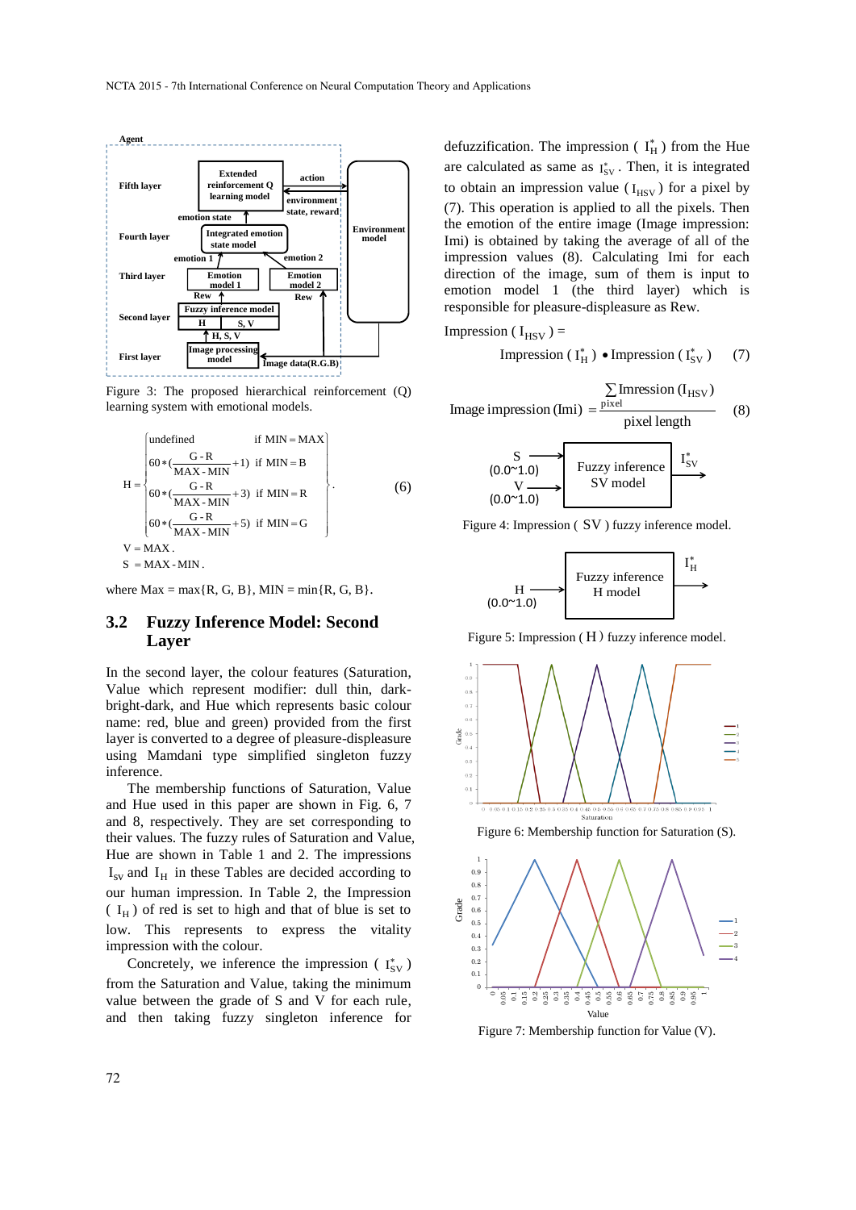Figure 3: The proposed hierarchical reinforcement (Q) learning system with emotional models.

$$H = \begin{cases} \text{undefined} & \text{if MIN} = \text{MAX} \\ 60 * (\frac{G-R}{MAX-MIN} + 1) & \text{if MIN} = B \\ 60 * (\frac{G-R}{MAX-MIN} + 3) & \text{if MIN} = R \\ 60 * (\frac{G-R}{MAX-MIN} + 5) & \text{if MIN} = G \end{cases} \tag{6}$$

$V = MAX.$

$S = MAX - MIN.$

where Max = max{R, G, B}, MIN = min{R, G, B}.

## 3.2 Fuzzy Inference Model: Second Layer

In the second layer, the colour features (Saturation, Value which represent modifier: dull thin, dark-bright-dark, and Hue which represents basic colour name: red, blue and green) provided from the first layer is converted to a degree of pleasure-displeasure using Mamdani type simplified singleton fuzzy inference.

The membership functions of Saturation, Value and Hue used in this paper are shown in Fig. 6, 7 and 8, respectively. They are set corresponding to their values. The fuzzy rules of Saturation and Value, Hue are shown in Table 1 and 2. The impressions $I_{SV}$ and $I_H$ in these Tables are decided according to our human impression. In Table 2, the Impression ( $I_H$ ) of red is set to high and that of blue is set to low. This represents to express the vitality impression with the colour.

Concretely, we inference the impression ( $I_{SV}^*$ ) from the Saturation and Value, taking the minimum value between the grade of S and V for each rule, and then taking fuzzy singleton inference for defuzzification. The impression ( $I_H^*$ ) from the Hue are calculated as same as $I_{SV}^*$. Then, it is integrated to obtain an impression value ( $I_{HSV}$ ) for a pixel by (7). This operation is applied to all the pixels. Then the emotion of the entire image (Image impression: Imi) is obtained by taking the average of all of the impression values (8). Calculating Imi for each direction of the image, sum of them is input to emotion model 1 (the third layer) which is responsible for pleasure-displeasure as Rew.

$$\text{Impression}(I_{HSV}) = \text{Impression}(I_H^*) \bullet \text{Impression}(I_{SV}^*) \tag{7}$$

$$\text{Image impression (Imi)} = \frac{\sum_{pixel} \text{Imression}(I_{HSV})}{\text{pixel length}} \tag{8}$$

Figure 4: Impression ( SV ) fuzzy inference model.

Figure 5: Impression ( H ) fuzzy inference model.

Figure 6: Membership function for Saturation (S).

Figure 7: Membership function for Value (V).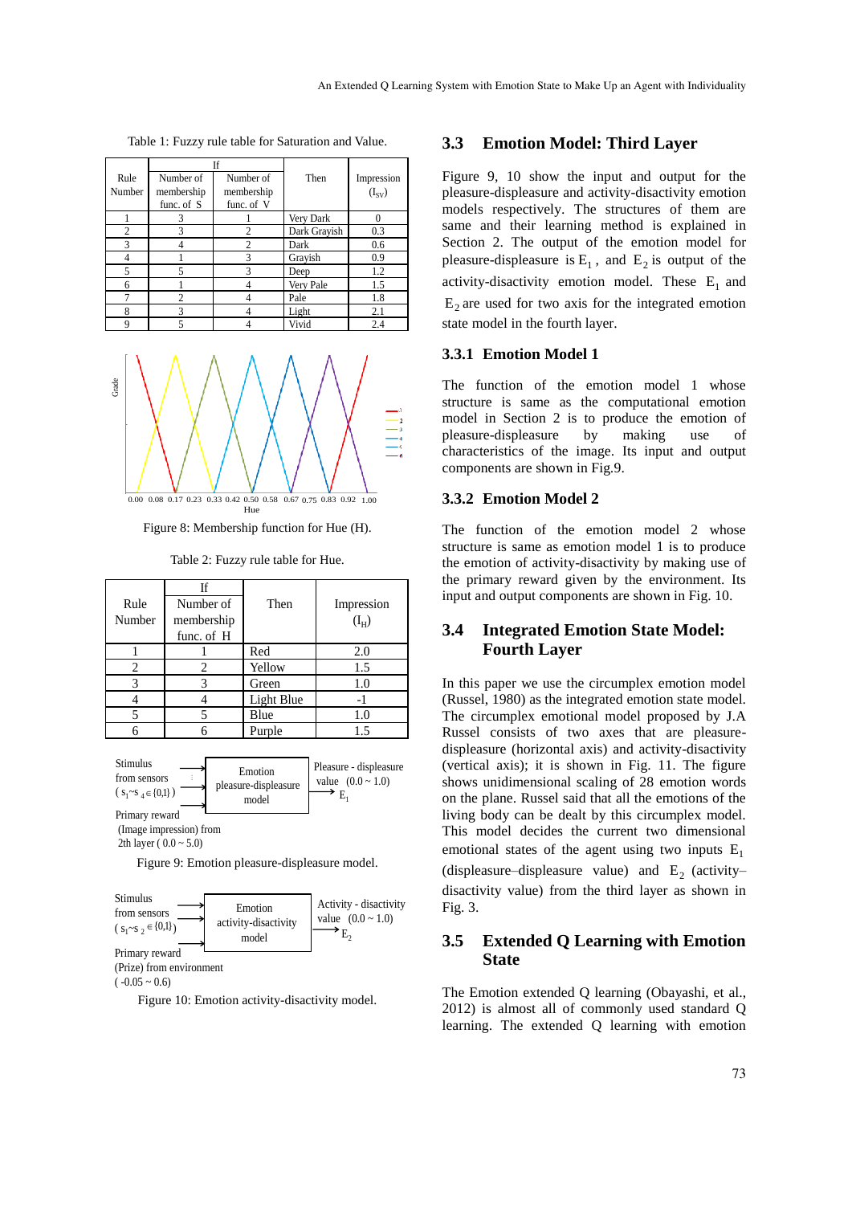Table 1: Fuzzy rule table for Saturation and Value.

| Rule Number | If: Number of membership func. of S | If: Number of membership func. of V | Then | Impression ($I_{SV}$) |
|---|---|---|---|---|
| 1 | 3 | 1 | Very Dark | 0 |
| 2 | 3 | 2 | Dark Grayish | 0.3 |
| 3 | 4 | 2 | Dark | 0.6 |
| 4 | 1 | 3 | Grayish | 0.9 |
| 5 | 5 | 3 | Deep | 1.2 |
| 6 | 1 | 4 | Very Pale | 1.5 |
| 7 | 2 | 4 | Pale | 1.8 |
| 8 | 3 | 4 | Light | 2.1 |
| 9 | 5 | 4 | Vivid | 2.4 |

Figure 8: Membership function for Hue (H).

Table 2: Fuzzy rule table for Hue.

| Rule Number | If: Number of membership func. of H | Then | Impression ($I_H$) |
|---|---|---|---|
| 1 | 1 | Red | 2.0 |
| 2 | 2 | Yellow | 1.5 |
| 3 | 3 | Green | 1.0 |
| 4 | 4 | Light Blue | -1 |
| 5 | 5 | Blue | 1.0 |
| 6 | 6 | Purple | 1.5 |

Figure 9: Emotion pleasure-displeasure model.

Figure 10: Emotion activity-disactivity model.

## 3.3 Emotion Model: Third Layer

Figure 9, 10 show the input and output for the pleasure-displeasure and activity-disactivity emotion models respectively. The structures of them are same and their learning method is explained in Section 2. The output of the emotion model for pleasure-displeasure is $E_1$, and $E_2$ is output of the activity-disactivity emotion model. These $E_1$ and $E_2$ are used for two axis for the integrated emotion state model in the fourth layer.

### 3.3.1 Emotion Model 1

The function of the emotion model 1 whose structure is same as the computational emotion model in Section 2 is to produce the emotion of pleasure-displeasure by making use of characteristics of the image. Its input and output components are shown in Fig.9.

### 3.3.2 Emotion Model 2

The function of the emotion model 2 whose structure is same as emotion model 1 is to produce the emotion of activity-disactivity by making use of the primary reward given by the environment. Its input and output components are shown in Fig. 10.

## 3.4 Integrated Emotion State Model: Fourth Layer

In this paper we use the circumplex emotion model (Russel, 1980) as the integrated emotion state model. The circumplex emotional model proposed by J.A Russel consists of two axes that are pleasure-displeasure (horizontal axis) and activity-disactivity (vertical axis); it is shown in Fig. 11. The figure shows unidimensional scaling of 28 emotion words on the plane. Russel said that all the emotions of the living body can be expressed by this circumplex model. This model decides the current two dimensional emotional states of the agent using two inputs $E_1$ (displeasure–displeasure value) and $E_2$ (activity–disactivity value) from the third layer as shown in Fig. 3.

## 3.5 Extended Q Learning with Emotion State

The Emotion extended Q learning (Obayashi, et al., 2012) is almost all of commonly used standard Q learning. The extended Q learning with emotion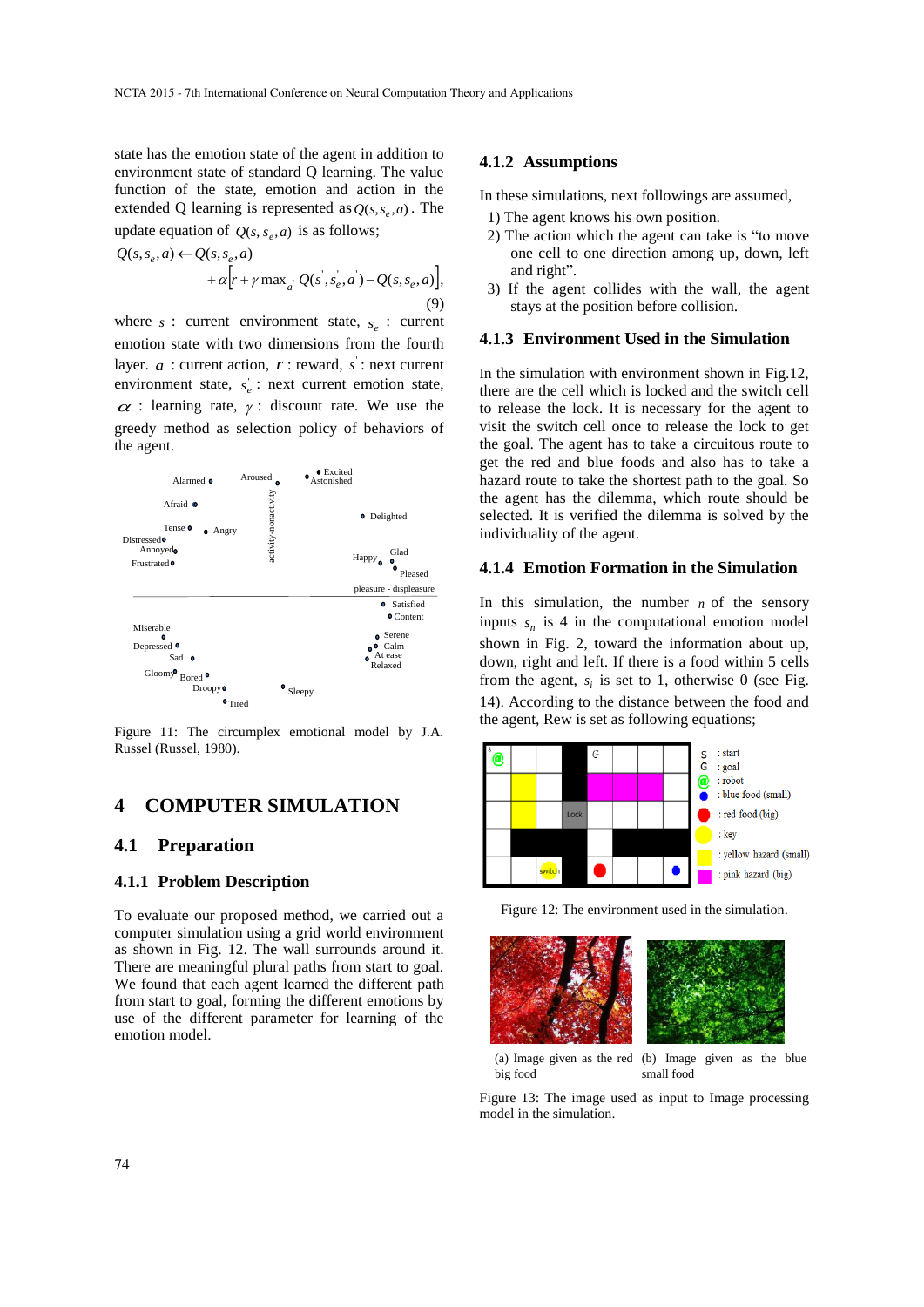state has the emotion state of the agent in addition to environment state of standard Q learning. The value function of the state, emotion and action in the extended Q learning is represented as $Q(s, s_e, a)$. The update equation of $Q(s, s_e, a)$ is as follows;

$$Q(s, s_e, a) \leftarrow Q(s, s_e, a) + \alpha\left[r + \gamma \max_{a'} Q(s', s_e', a') - Q(s, s_e, a)\right], \tag{9}$$

where $s$ : current environment state, $s_e$ : current emotion state with two dimensions from the fourth layer. $a$ : current action, $r$ : reward, $s'$ : next current environment state, $s_e'$ : next current emotion state, $\alpha$ : learning rate, $\gamma$ : discount rate. We use the greedy method as selection policy of behaviors of the agent.

Figure 11: The circumplex emotional model by J.A. Russel (Russel, 1980).

## 4 COMPUTER SIMULATION

### 4.1 Preparation

#### 4.1.1 Problem Description

To evaluate our proposed method, we carried out a computer simulation using a grid world environment as shown in Fig. 12. The wall surrounds around it. There are meaningful plural paths from start to goal. We found that each agent learned the different path from start to goal, forming the different emotions by use of the different parameter for learning of the emotion model.

#### 4.1.2 Assumptions

In these simulations, next followings are assumed,

1) The agent knows his own position.
2) The action which the agent can take is "to move one cell to one direction among up, down, left and right".
3) If the agent collides with the wall, the agent stays at the position before collision.

#### 4.1.3 Environment Used in the Simulation

In the simulation with environment shown in Fig.12, there are the cell which is locked and the switch cell to release the lock. It is necessary for the agent to visit the switch cell once to release the lock to get the goal. The agent has to take a circuitous route to get the red and blue foods and also has to take a hazard route to take the shortest path to the goal. So the agent has the dilemma, which route should be selected. It is verified the dilemma is solved by the individuality of the agent.

#### 4.1.4 Emotion Formation in the Simulation

In this simulation, the number $n$ of the sensory inputs $s_n$ is 4 in the computational emotion model shown in Fig. 2, toward the information about up, down, right and left. If there is a food within 5 cells from the agent, $s_i$ is set to 1, otherwise 0 (see Fig. 14). According to the distance between the food and the agent, Rew is set as following equations;

Figure 12: The environment used in the simulation.

(a) Image given as the red big food

(b) Image given as the blue small food

Figure 13: The image used as input to Image processing model in the simulation.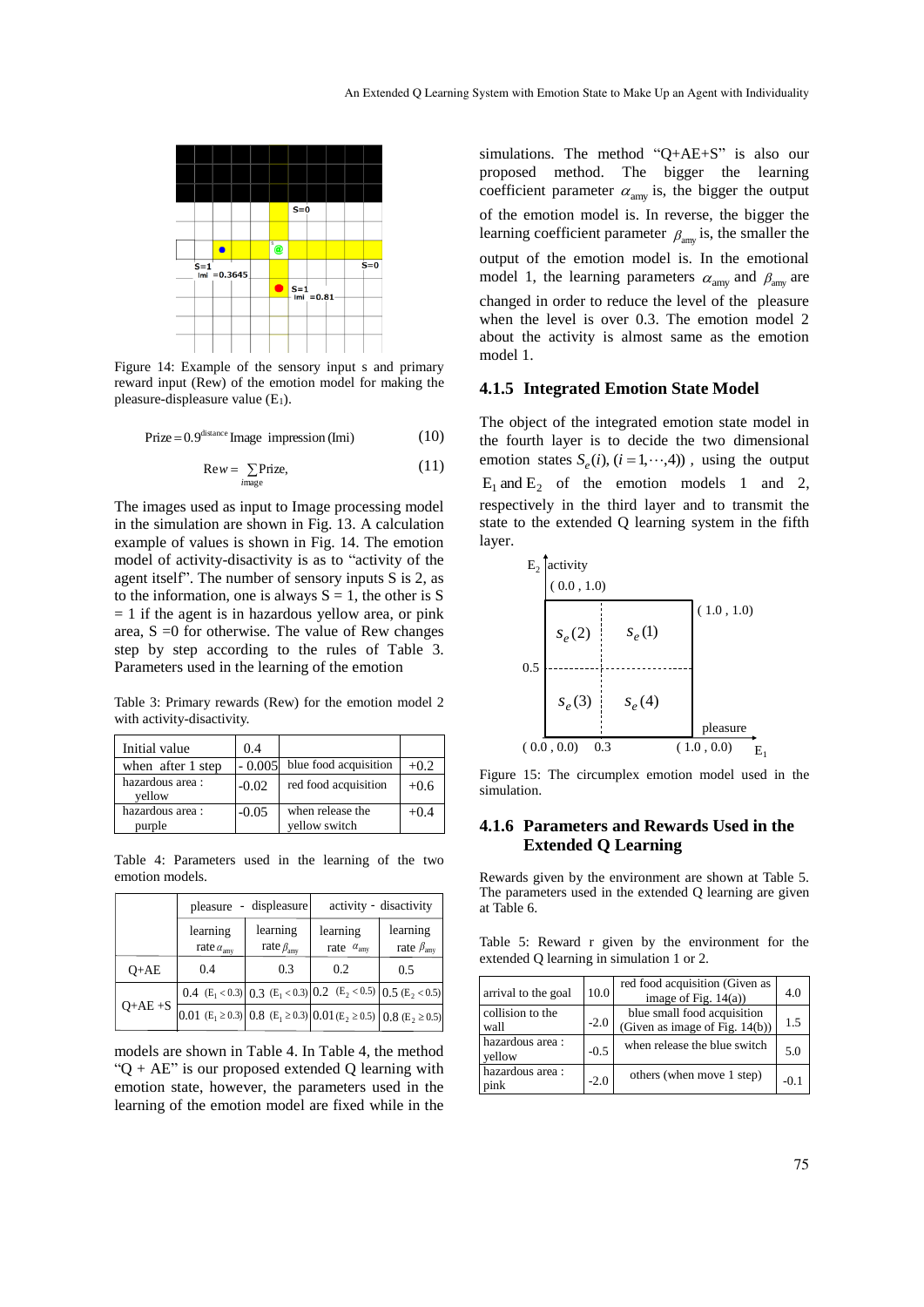Figure 14: Example of the sensory input s and primary reward input (Rew) of the emotion model for making the pleasure-displeasure value ($E_1$).

$$\text{Prize} = 0.9^{\text{distance}}\ \text{Image impression (Imi)} \tag{10}$$

$$\text{Rew} = \sum_{\text{image}} \text{Prize}, \tag{11}$$

The images used as input to Image processing model in the simulation are shown in Fig. 13. A calculation example of values is shown in Fig. 14. The emotion model of activity-disactivity is as to "activity of the agent itself". The number of sensory inputs S is 2, as to the information, one is always S = 1, the other is S = 1 if the agent is in hazardous yellow area, or pink area, S =0 for otherwise. The value of Rew changes step by step according to the rules of Table 3. Parameters used in the learning of the emotion models are shown in Table 4. In Table 4, the method "Q + AE" is our proposed extended Q learning with emotion state, however, the parameters used in the learning of the emotion model are fixed while in the simulations. The method "Q+AE+S" is also our proposed method. The bigger the learning coefficient parameter $\alpha_{\text{amy}}$ is, the bigger the output of the emotion model is. In reverse, the bigger the learning coefficient parameter $\beta_{\text{amy}}$ is, the smaller the output of the emotion model is. In the emotional model 1, the learning parameters $\alpha_{\text{amy}}$ and $\beta_{\text{amy}}$ are changed in order to reduce the level of the pleasure when the level is over 0.3. The emotion model 2 about the activity is almost same as the emotion model 1.

Table 3: Primary rewards (Rew) for the emotion model 2 with activity-disactivity.

| Initial value | 0.4 | | |
|---|---|---|---|
| when after 1 step | - 0.005 | blue food acquisition | +0.2 |
| hazardous area : yellow | -0.02 | red food acquisition | +0.6 |
| hazardous area : purple | -0.05 | when release the yellow switch | +0.4 |

Table 4: Parameters used in the learning of the two emotion models.

| | pleasure - displeasure | | activity - disactivity | |
|---|---|---|---|---|
| | learning rate $\alpha_{\text{amy}}$ | learning rate $\beta_{\text{amy}}$ | learning rate $\alpha_{\text{amy}}$ | learning rate $\beta_{\text{amy}}$ |
| Q+AE | 0.4 | 0.3 | 0.2 | 0.5 |
| Q+AE +S | 0.4 ($E_1 < 0.3$) | 0.3 ($E_1 < 0.3$) | 0.2 ($E_2 < 0.5$) | 0.5 ($E_2 < 0.5$) |
| | 0.01 ($E_1 \geq 0.3$) | 0.8 ($E_1 \geq 0.3$) | 0.01 ($E_2 \geq 0.5$) | 0.8 ($E_2 \geq 0.5$) |

### 4.1.5 Integrated Emotion State Model

The object of the integrated emotion state model in the fourth layer is to decide the two dimensional emotion states $S_e(i), (i = 1, \cdots, 4))$, using the output $E_1$ and $E_2$ of the emotion models 1 and 2, respectively in the third layer and to transmit the state to the extended Q learning system in the fifth layer.

Figure 15: The circumplex emotion model used in the simulation.

### 4.1.6 Parameters and Rewards Used in the Extended Q Learning

Rewards given by the environment are shown at Table 5. The parameters used in the extended Q learning are given at Table 6.

Table 5: Reward r given by the environment for the extended Q learning in simulation 1 or 2.

| arrival to the goal | 10.0 | red food acquisition (Given as image of Fig. 14(a)) | 4.0 |
|---|---|---|---|
| collision to the wall | -2.0 | blue small food acquisition (Given as image of Fig. 14(b)) | 1.5 |
| hazardous area : yellow | -0.5 | when release the blue switch | 5.0 |
| hazardous area : pink | -2.0 | others (when move 1 step) | -0.1 |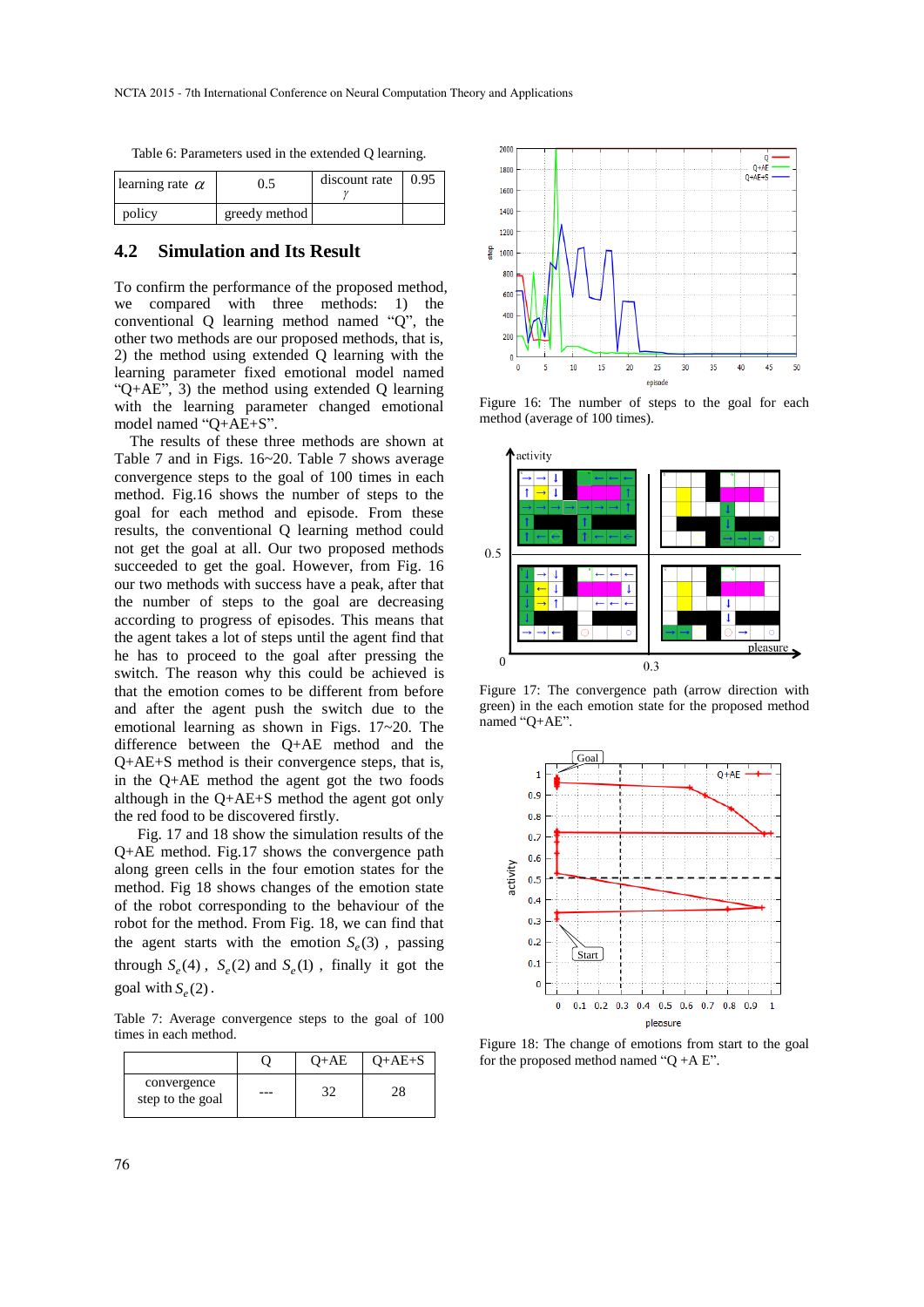Table 6: Parameters used in the extended Q learning.

| learning rate $\alpha$ | 0.5 | discount rate $\gamma$ | 0.95 |
|---|---|---|---|
| policy | greedy method | | |

## 4.2 Simulation and Its Result

To confirm the performance of the proposed method, we compared with three methods: 1) the conventional Q learning method named "Q", the other two methods are our proposed methods, that is, 2) the method using extended Q learning with the learning parameter fixed emotional model named "Q+AE", 3) the method using extended Q learning with the learning parameter changed emotional model named "Q+AE+S".

The results of these three methods are shown at Table 7 and in Figs. 16~20. Table 7 shows average convergence steps to the goal of 100 times in each method. Fig.16 shows the number of steps to the goal for each method and episode. From these results, the conventional Q learning method could not get the goal at all. Our two proposed methods succeeded to get the goal. However, from Fig. 16 our two methods with success have a peak, after that the number of steps to the goal are decreasing according to progress of episodes. This means that the agent takes a lot of steps until the agent find that he has to proceed to the goal after pressing the switch. The reason why this could be achieved is that the emotion comes to be different from before and after the agent push the switch due to the emotional learning as shown in Figs. 17~20. The difference between the Q+AE method and the Q+AE+S method is their convergence steps, that is, in the Q+AE method the agent got the two foods although in the Q+AE+S method the agent got only the red food to be discovered firstly.

Fig. 17 and 18 show the simulation results of the Q+AE method. Fig.17 shows the convergence path along green cells in the four emotion states for the method. Fig 18 shows changes of the emotion state of the robot corresponding to the behaviour of the robot for the method. From Fig. 18, we can find that the agent starts with the emotion $S_e(3)$, passing through $S_e(4)$, $S_e(2)$ and $S_e(1)$, finally it got the goal with $S_e(2)$.

Table 7: Average convergence steps to the goal of 100 times in each method.

| | Q | Q+AE | Q+AE+S |
|---|---|---|---|
| convergence step to the goal | --- | 32 | 28 |

Figure 16: The number of steps to the goal for each method (average of 100 times).

Figure 17: The convergence path (arrow direction with green) in the each emotion state for the proposed method named "Q+AE".

Figure 18: The change of emotions from start to the goal for the proposed method named "Q +A E".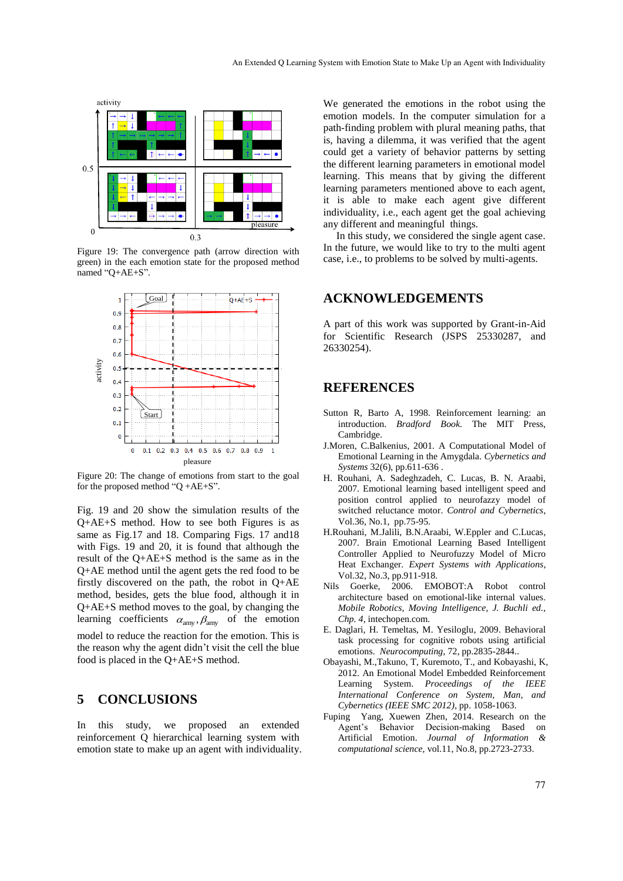Figure 19: The convergence path (arrow direction with green) in the each emotion state for the proposed method named "Q+AE+S".

Figure 20: The change of emotions from start to the goal for the proposed method "Q +AE+S".

Fig. 19 and 20 show the simulation results of the Q+AE+S method. How to see both Figures is as same as Fig.17 and 18. Comparing Figs. 17 and18 with Figs. 19 and 20, it is found that although the result of the Q+AE+S method is the same as in the Q+AE method until the agent gets the red food to be firstly discovered on the path, the robot in Q+AE method, besides, gets the blue food, although it in Q+AE+S method moves to the goal, by changing the learning coefficients $\alpha_{amy}, \beta_{amy}$ of the emotion model to reduce the reaction for the emotion. This is the reason why the agent didn't visit the cell the blue food is placed in the Q+AE+S method.

## 5 CONCLUSIONS

In this study, we proposed an extended reinforcement Q hierarchical learning system with emotion state to make up an agent with individuality. We generated the emotions in the robot using the emotion models. In the computer simulation for a path-finding problem with plural meaning paths, that is, having a dilemma, it was verified that the agent could get a variety of behavior patterns by setting the different learning parameters in emotional model learning. This means that by giving the different learning parameters mentioned above to each agent, it is able to make each agent give different individuality, i.e., each agent get the goal achieving any different and meaningful things.

In this study, we considered the single agent case. In the future, we would like to try to the multi agent case, i.e., to problems to be solved by multi-agents.

## ACKNOWLEDGEMENTS

A part of this work was supported by Grant-in-Aid for Scientific Research (JSPS 25330287, and 26330254).

## REFERENCES

Sutton R, Barto A, 1998. Reinforcement learning: an introduction. *Bradford Book*. The MIT Press, Cambridge.

J.Moren, C.Balkenius, 2001. A Computational Model of Emotional Learning in the Amygdala. *Cybernetics and Systems* 32(6), pp.611-636 .

H. Rouhani, C. Lucas, B. N. Araabi, 2007. Emotional learning based intelligent speed and position control applied to neurofazzy model of switched reluctance motor. *Control and Cybernetics*, Vol.36, No.1, pp.75-95.

H.Rouhani, M.Jalili, B.N.Araabi, W.Eppler and C.Lucas, 2007. Brain Emotional Learning Based Intelligent Controller Applied to Neurofuzzy Model of Micro Heat Exchanger. *Expert Systems with Applications*, Vol.32, No.3, pp.911-918.

Nils Goerke, 2006. EMOBOT:A Robot control architecture based on emotional-like internal values. *Mobile Robotics, Moving Intelligence, J. Buchli ed., Chp. 4*, intechopen.com.

E. Daglari, H. Temeltas, M. Yesiloglu, 2009. Behavioral task processing for cognitive robots using artificial emotions. *Neurocomputing*, 72, pp.2835-2844..

Obayashi, M.,Takuno, T., Kuremoto, T., and Kobayashi, K, 2012. An Emotional Model Embedded Reinforcement Learning System. *Proceedings of the IEEE International Conference on System, Man, and Cybernetics (IEEE SMC 2012)*, pp. 1058-1063.

Fuping Yang, Xuewen Zhen, 2014. Research on the Agent's Behavior Decision-making Based on Artificial Emotion. *Journal of Information & computational science*, vol.11, No.8, pp.2723-2733.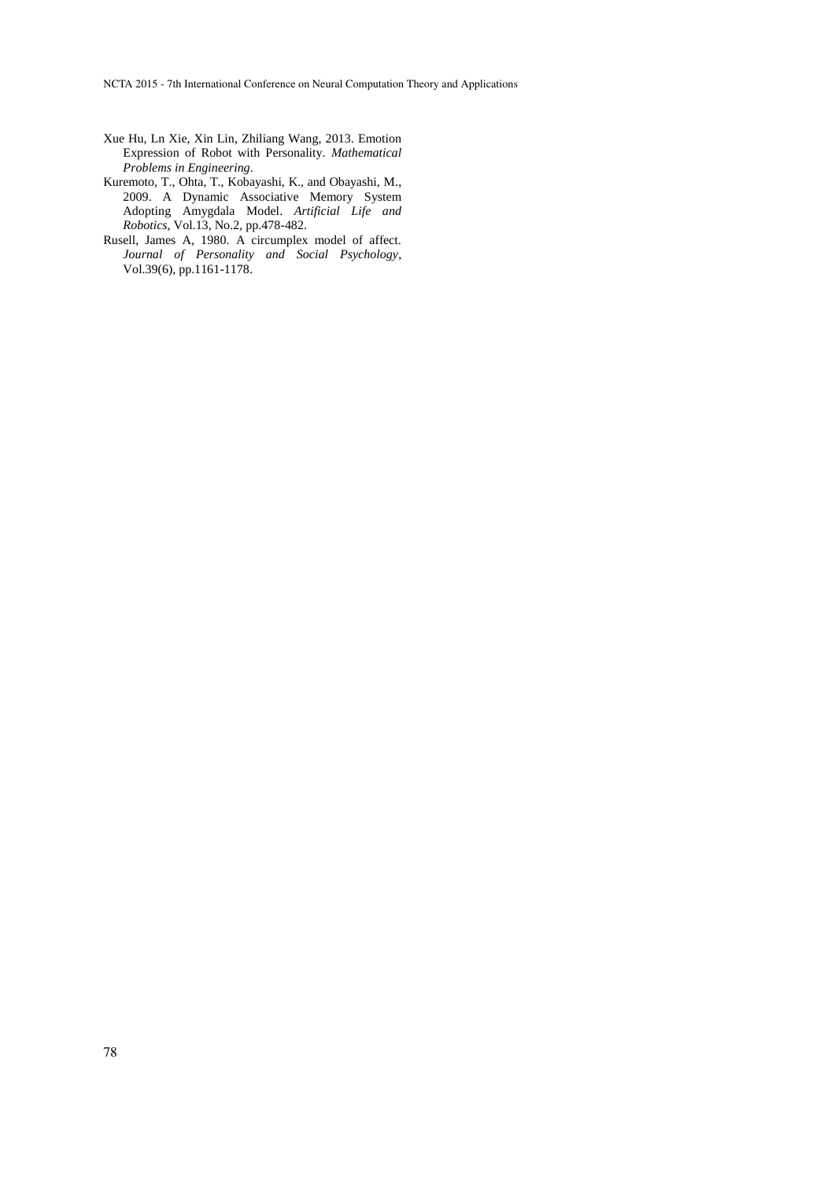Xue Hu, Ln Xie, Xin Lin, Zhiliang Wang, 2013. Emotion Expression of Robot with Personality. *Mathematical Problems in Engineering*.

Kuremoto, T., Ohta, T., Kobayashi, K., and Obayashi, M., 2009. A Dynamic Associative Memory System Adopting Amygdala Model. *Artificial Life and Robotics*, Vol.13, No.2, pp.478-482.

Rusell, James A, 1980. A circumplex model of affect. *Journal of Personality and Social Psychology*, Vol.39(6), pp.1161-1178.